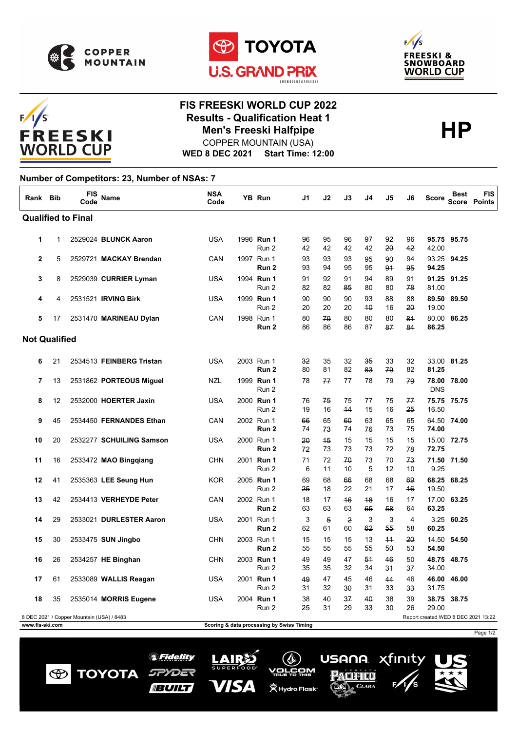# FIS FREESKI WORLD CUP 2022

## Results - Qualification Heat 1

## Men's Freeski Halfpipe

COPPER MOUNTAIN (USA)

**WED 8 DEC 2021 Start Time: 12:00**

**HP**

**Number of Competitors: 23, Number of NSAs: 7**

| Rank | Bib | FIS Code | Name | NSA Code | YB | Run | J1 | J2 | J3 | J4 | J5 | J6 | Score | Best Score | FIS Points |
|---|---|---|---|---|---|---|---|---|---|---|---|---|---|---|---|
| **Qualified to Final** | | | | | | | | | | | | | | | |
| **1** | 1 | 2529024 | **BLUNCK Aaron** | USA | 1996 | **Run 1** | 96 | 95 | 96 | ~~97~~ | ~~92~~ | 96 | **95.75** | **95.75** | |
| | | | | | | Run 2 | 42 | 42 | 42 | 42 | ~~20~~ | ~~42~~ | 42.00 | | |
| **2** | 5 | 2529721 | **MACKAY Brendan** | CAN | 1997 | Run 1 | 93 | 93 | 93 | ~~95~~ | ~~90~~ | 94 | 93.25 | **94.25** | |
| | | | | | | **Run 2** | 93 | 94 | 95 | 95 | ~~91~~ | ~~95~~ | **94.25** | | |
| **3** | 8 | 2529039 | **CURRIER Lyman** | USA | 1994 | **Run 1** | 91 | 92 | 91 | ~~94~~ | ~~89~~ | 91 | **91.25** | **91.25** | |
| | | | | | | Run 2 | 82 | 82 | ~~85~~ | 80 | 80 | ~~78~~ | 81.00 | | |
| **4** | 4 | 2531521 | **IRVING Birk** | USA | 1999 | **Run 1** | 90 | 90 | 90 | ~~93~~ | ~~88~~ | 88 | **89.50** | **89.50** | |
| | | | | | | Run 2 | 20 | 20 | 20 | ~~10~~ | 16 | ~~20~~ | 19.00 | | |
| **5** | 17 | 2531470 | **MARINEAU Dylan** | CAN | 1998 | Run 1 | 80 | ~~79~~ | 80 | 80 | 80 | ~~81~~ | 80.00 | **86.25** | |
| | | | | | | **Run 2** | 86 | 86 | 86 | 87 | ~~87~~ | ~~84~~ | **86.25** | | |
| **Not Qualified** | | | | | | | | | | | | | | | |
| **6** | 21 | 2534513 | **FEINBERG Tristan** | USA | 2003 | Run 1 | ~~32~~ | 35 | 32 | ~~35~~ | 33 | 32 | 33.00 | **81.25** | |
| | | | | | | **Run 2** | 80 | 81 | 82 | ~~83~~ | ~~79~~ | 82 | **81.25** | | |
| **7** | 13 | 2531862 | **PORTEOUS Miguel** | NZL | 1999 | **Run 1** | 78 | ~~77~~ | 77 | 78 | 79 | ~~79~~ | **78.00** | **78.00** | |
| | | | | | | Run 2 | | | | | | | DNS | | |
| **8** | 12 | 2532000 | **HOERTER Jaxin** | USA | 2000 | **Run 1** | 76 | ~~75~~ | 75 | 77 | 75 | ~~77~~ | **75.75** | **75.75** | |
| | | | | | | Run 2 | 19 | 16 | ~~14~~ | 15 | 16 | ~~25~~ | 16.50 | | |
| **9** | 45 | 2534450 | **FERNANDES Ethan** | CAN | 2002 | Run 1 | ~~66~~ | 65 | ~~60~~ | 63 | 65 | 65 | 64.50 | **74.00** | |
| | | | | | | **Run 2** | 74 | ~~73~~ | 74 | ~~76~~ | 73 | 75 | **74.00** | | |
| **10** | 20 | 2532277 | **SCHUILING Samson** | USA | 2000 | Run 1 | ~~20~~ | ~~15~~ | 15 | 15 | 15 | 15 | 15.00 | **72.75** | |
| | | | | | | **Run 2** | ~~72~~ | 73 | 73 | 73 | 72 | ~~78~~ | **72.75** | | |
| **11** | 16 | 2533472 | **MAO Bingqiang** | CHN | 2001 | **Run 1** | 71 | 72 | ~~70~~ | 73 | 70 | ~~73~~ | **71.50** | **71.50** | |
| | | | | | | Run 2 | 6 | 11 | 10 | ~~5~~ | ~~12~~ | 10 | 9.25 | | |
| **12** | 41 | 2535363 | **LEE Seung Hun** | KOR | 2005 | **Run 1** | 69 | 68 | ~~66~~ | 68 | 68 | ~~69~~ | **68.25** | **68.25** | |
| | | | | | | Run 2 | ~~25~~ | 18 | 22 | 21 | 17 | ~~16~~ | 19.50 | | |
| **13** | 42 | 2534413 | **VERHEYDE Peter** | CAN | 2002 | Run 1 | 18 | 17 | ~~16~~ | ~~18~~ | 16 | 17 | 17.00 | **63.25** | |
| | | | | | | **Run 2** | 63 | 63 | 63 | ~~65~~ | ~~58~~ | 64 | **63.25** | | |
| **14** | 29 | 2533021 | **DURLESTER Aaron** | USA | 2001 | Run 1 | 3 | ~~5~~ | ~~2~~ | 3 | 3 | 4 | 3.25 | **60.25** | |
| | | | | | | **Run 2** | 62 | 61 | 60 | ~~62~~ | ~~55~~ | 58 | **60.25** | | |
| **15** | 30 | 2533475 | **SUN Jingbo** | CHN | 2003 | Run 1 | 15 | 15 | 15 | 13 | ~~11~~ | ~~20~~ | 14.50 | **54.50** | |
| | | | | | | **Run 2** | 55 | 55 | 55 | ~~55~~ | ~~50~~ | 53 | **54.50** | | |
| **16** | 26 | 2534257 | **HE Binghan** | CHN | 2003 | **Run 1** | 49 | 49 | 47 | ~~51~~ | ~~46~~ | 50 | **48.75** | **48.75** | |
| | | | | | | Run 2 | 35 | 35 | 32 | 34 | ~~31~~ | ~~37~~ | 34.00 | | |
| **17** | 61 | 2533089 | **WALLIS Reagan** | USA | 2001 | **Run 1** | ~~49~~ | 47 | 45 | 46 | ~~44~~ | 46 | **46.00** | **46.00** | |
| | | | | | | Run 2 | 31 | 32 | ~~30~~ | 31 | 33 | ~~33~~ | 31.75 | | |
| **18** | 35 | 2535014 | **MORRIS Eugene** | USA | 2004 | **Run 1** | 38 | 40 | ~~37~~ | ~~40~~ | 38 | 39 | **38.75** | **38.75** | |
| | | | | | | Run 2 | ~~25~~ | 31 | 29 | ~~33~~ | 30 | 26 | 29.00 | | |

8 DEC 2021 / Copper Mountain (USA) / 8483

Report created WED 8 DEC 2021 13:22

www.fis-ski.com

Scoring & data processing by Swiss Timing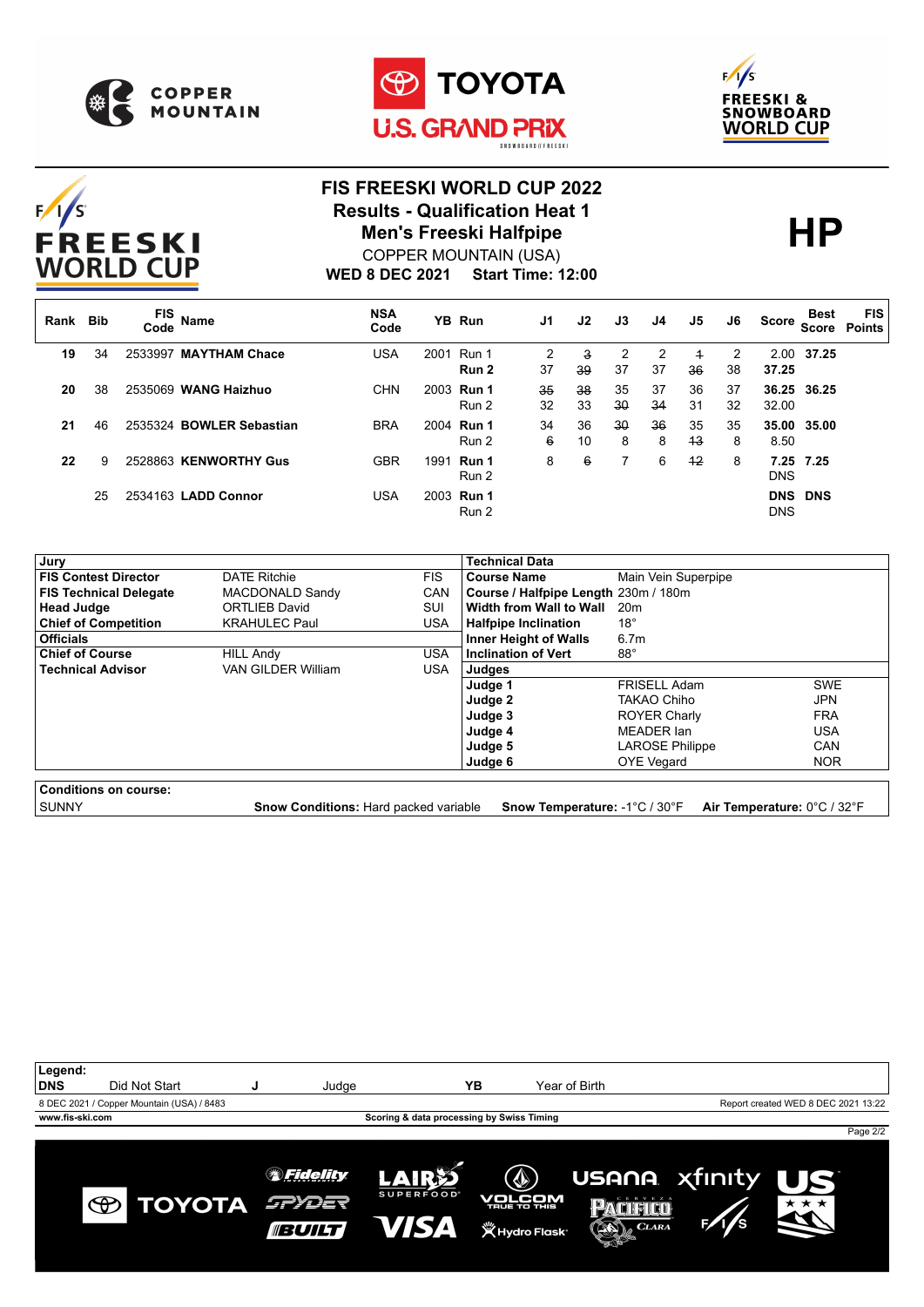# FIS FREESKI WORLD CUP 2022

## Results - Qualification Heat 1

## Men's Freeski Halfpipe

COPPER MOUNTAIN (USA)

**WED 8 DEC 2021 Start Time: 12:00**

**HP**

| Rank | Bib | FIS Code | Name | NSA Code | YB | Run | J1 | J2 | J3 | J4 | J5 | J6 | Score | Best Score | FIS Points |
|---|---|---|---|---|---|---|---|---|---|---|---|---|---|---|---|
| 19 | 34 | 2533997 | **MAYTHAM Chace** | USA | 2001 | Run 1 | 2 | ~~3~~ | 2 | 2 | ~~1~~ | 2 | 2.00 | **37.25** | |
| | | | | | | **Run 2** | 37 | ~~39~~ | 37 | 37 | ~~36~~ | 38 | **37.25** | | |
| 20 | 38 | 2535069 | **WANG Haizhuo** | CHN | 2003 | **Run 1** | ~~35~~ | ~~38~~ | 35 | 37 | 36 | 37 | **36.25** | **36.25** | |
| | | | | | | Run 2 | 32 | 33 | ~~30~~ | ~~34~~ | 31 | 32 | 32.00 | | |
| 21 | 46 | 2535324 | **BOWLER Sebastian** | BRA | 2004 | **Run 1** | 34 | 36 | ~~30~~ | ~~36~~ | 35 | 35 | **35.00** | **35.00** | |
| | | | | | | Run 2 | ~~6~~ | 10 | 8 | 8 | ~~13~~ | 8 | 8.50 | | |
| 22 | 9 | 2528863 | **KENWORTHY Gus** | GBR | 1991 | **Run 1** | 8 | ~~6~~ | 7 | 6 | ~~12~~ | 8 | **7.25** | **7.25** | |
| | | | | | | Run 2 | | | | | | | DNS | | |
| | 25 | 2534163 | **LADD Connor** | USA | 2003 | **Run 1** | | | | | | | **DNS** | **DNS** | |
| | | | | | | Run 2 | | | | | | | DNS | | |

| Jury | | |
|---|---|---|
| **FIS Contest Director** | DATE Ritchie | FIS |
| **FIS Technical Delegate** | MACDONALD Sandy | CAN |
| **Head Judge** | ORTLIEB David | SUI |
| **Chief of Competition** | KRAHULEC Paul | USA |
| **Officials** | | |
| **Chief of Course** | HILL Andy | USA |
| **Technical Advisor** | VAN GILDER William | USA |

| Technical Data | | |
|---|---|---|
| **Course Name** | Main Vein Superpipe | |
| **Course / Halfpipe Length** | 230m / 180m | |
| **Width from Wall to Wall** | 20m | |
| **Halfpipe Inclination** | 18° | |
| **Inner Height of Walls** | 6.7m | |
| **Inclination of Vert** | 88° | |
| **Judges** | | |
| **Judge 1** | FRISELL Adam | SWE |
| **Judge 2** | TAKAO Chiho | JPN |
| **Judge 3** | ROYER Charly | FRA |
| **Judge 4** | MEADER Ian | USA |
| **Judge 5** | LAROSE Philippe | CAN |
| **Judge 6** | OYE Vegard | NOR |

**Conditions on course:**

SUNNY **Snow Conditions:** Hard packed variable **Snow Temperature:** -1°C / 30°F **Air Temperature:** 0°C / 32°F

**Legend:**

| | | | | | |
|---|---|---|---|---|---|
| **DNS** | Did Not Start | **J** | Judge | **YB** | Year of Birth |

8 DEC 2021 / Copper Mountain (USA) / 8483 — Report created WED 8 DEC 2021 13:22

www.fis-ski.com — Scoring & data processing by Swiss Timing